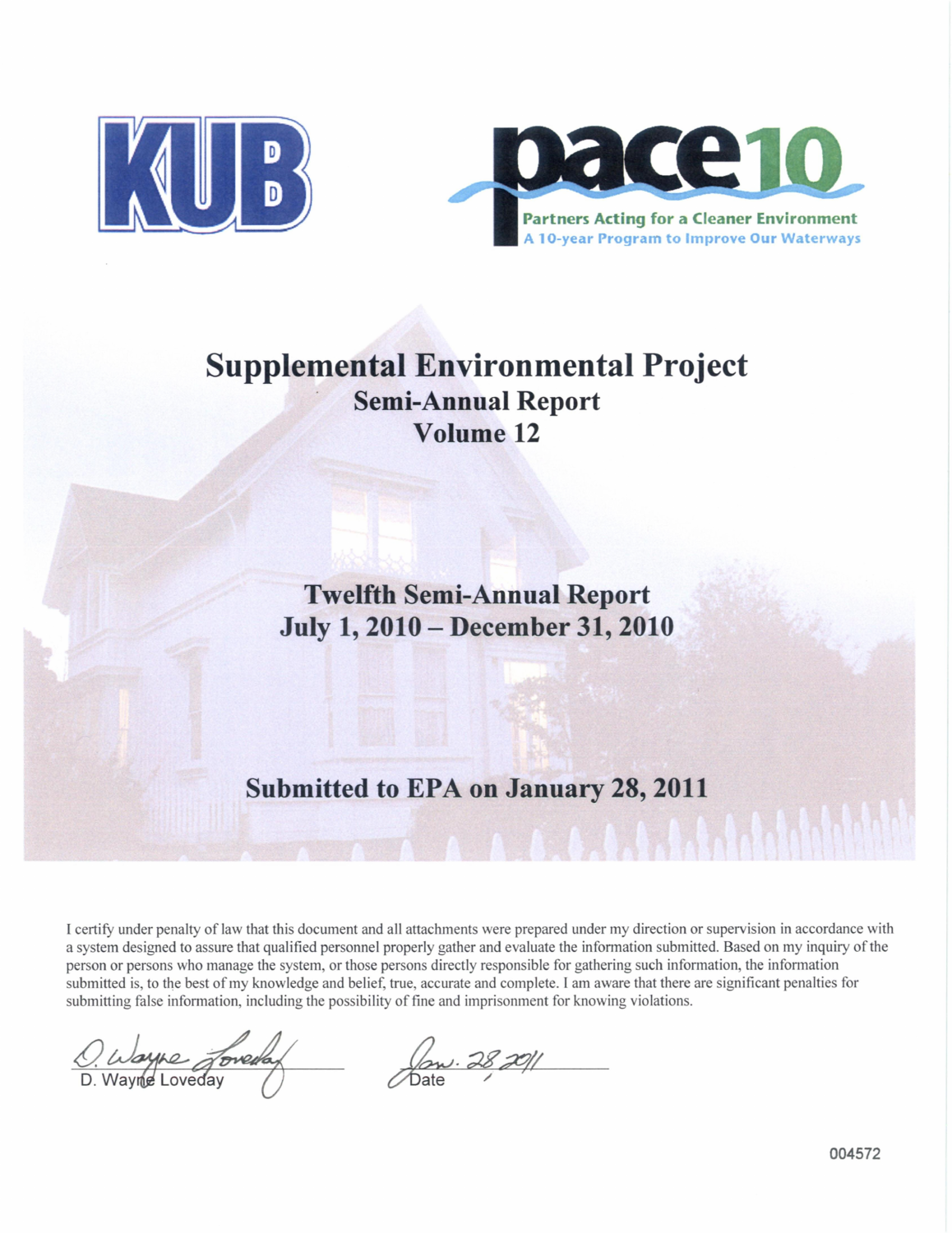KUB

pace10

Partners Acting for a Cleaner Environment
A 10-year Program to Improve Our Waterways

# Supplemental Environmental Project

## Semi-Annual Report

## Volume 12

## Twelfth Semi-Annual Report
## July 1, 2010 – December 31, 2010

## Submitted to EPA on January 28, 2011

I certify under penalty of law that this document and all attachments were prepared under my direction or supervision in accordance with a system designed to assure that qualified personnel properly gather and evaluate the information submitted. Based on my inquiry of the person or persons who manage the system, or those persons directly responsible for gathering such information, the information submitted is, to the best of my knowledge and belief, true, accurate and complete. I am aware that there are significant penalties for submitting false information, including the possibility of fine and imprisonment for knowing violations.

D. Wayne Loveday

Date: Jan. 28, 2011

004572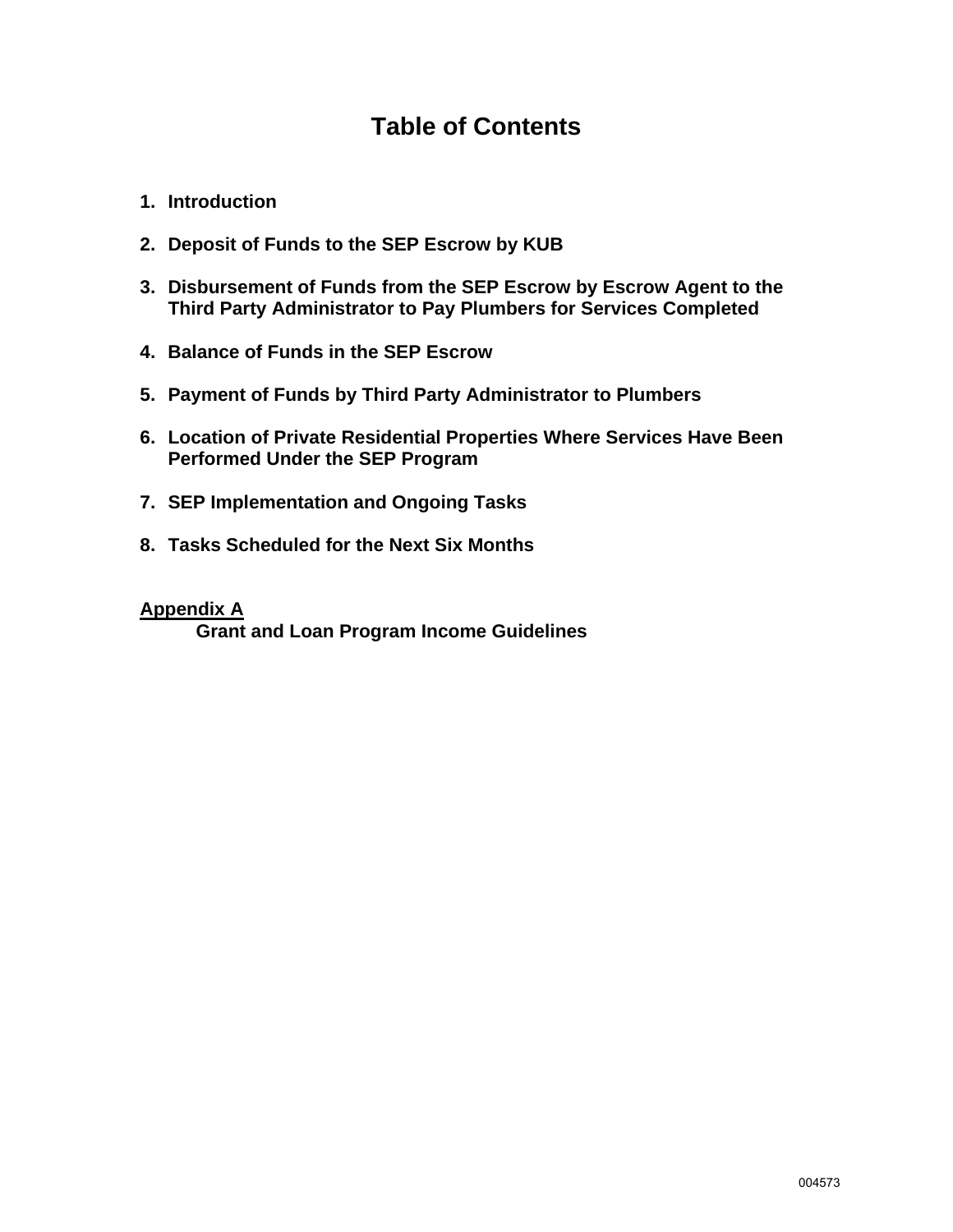# Table of Contents

1. **Introduction**
2. **Deposit of Funds to the SEP Escrow by KUB**
3. **Disbursement of Funds from the SEP Escrow by Escrow Agent to the Third Party Administrator to Pay Plumbers for Services Completed**
4. **Balance of Funds in the SEP Escrow**
5. **Payment of Funds by Third Party Administrator to Plumbers**
6. **Location of Private Residential Properties Where Services Have Been Performed Under the SEP Program**
7. **SEP Implementation and Ongoing Tasks**
8. **Tasks Scheduled for the Next Six Months**

**Appendix A**

**Grant and Loan Program Income Guidelines**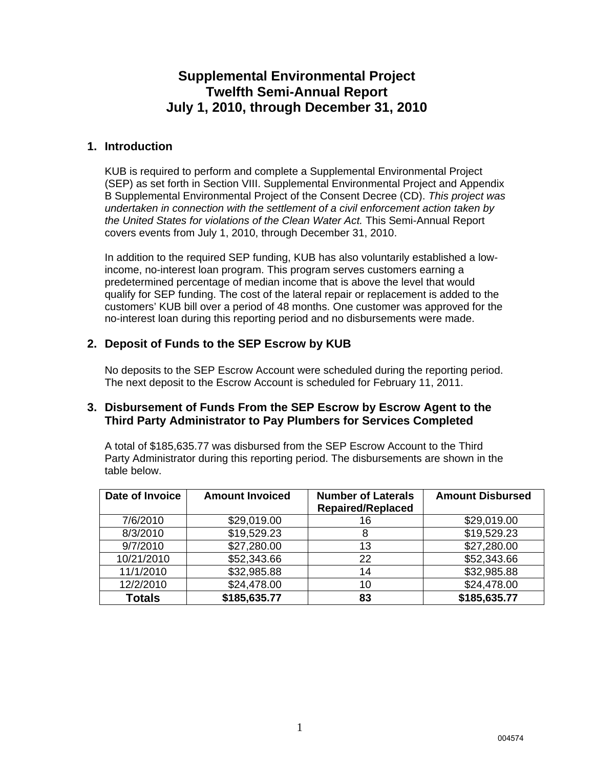# Supplemental Environmental Project
# Twelfth Semi-Annual Report
# July 1, 2010, through December 31, 2010

## 1. Introduction

KUB is required to perform and complete a Supplemental Environmental Project (SEP) as set forth in Section VIII. Supplemental Environmental Project and Appendix B Supplemental Environmental Project of the Consent Decree (CD). *This project was undertaken in connection with the settlement of a civil enforcement action taken by the United States for violations of the Clean Water Act.* This Semi-Annual Report covers events from July 1, 2010, through December 31, 2010.

In addition to the required SEP funding, KUB has also voluntarily established a low-income, no-interest loan program. This program serves customers earning a predetermined percentage of median income that is above the level that would qualify for SEP funding. The cost of the lateral repair or replacement is added to the customers' KUB bill over a period of 48 months. One customer was approved for the no-interest loan during this reporting period and no disbursements were made.

## 2. Deposit of Funds to the SEP Escrow by KUB

No deposits to the SEP Escrow Account were scheduled during the reporting period. The next deposit to the Escrow Account is scheduled for February 11, 2011.

## 3. Disbursement of Funds From the SEP Escrow by Escrow Agent to the Third Party Administrator to Pay Plumbers for Services Completed

A total of $185,635.77 was disbursed from the SEP Escrow Account to the Third Party Administrator during this reporting period. The disbursements are shown in the table below.

| Date of Invoice | Amount Invoiced | Number of Laterals Repaired/Replaced | Amount Disbursed |
|---|---|---|---|
| 7/6/2010 | $29,019.00 | 16 | $29,019.00 |
| 8/3/2010 | $19,529.23 | 8 | $19,529.23 |
| 9/7/2010 | $27,280.00 | 13 | $27,280.00 |
| 10/21/2010 | $52,343.66 | 22 | $52,343.66 |
| 11/1/2010 | $32,985.88 | 14 | $32,985.88 |
| 12/2/2010 | $24,478.00 | 10 | $24,478.00 |
| **Totals** | **$185,635.77** | **83** | **$185,635.77** |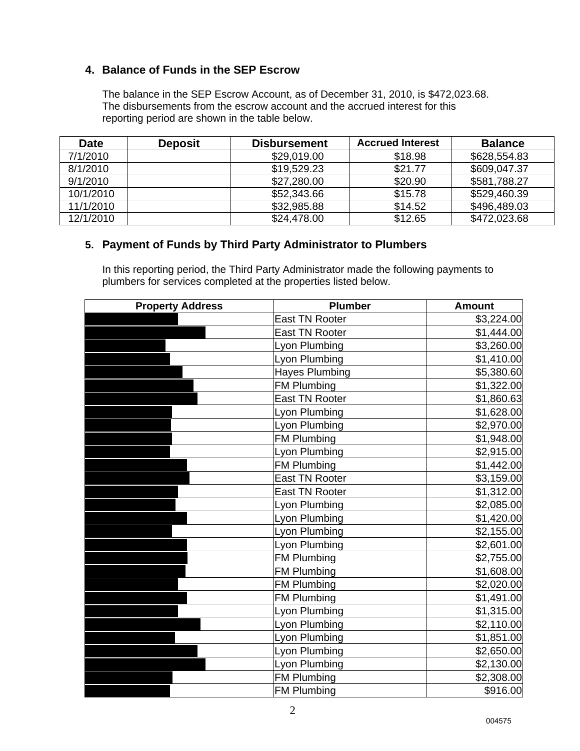## 4. Balance of Funds in the SEP Escrow

The balance in the SEP Escrow Account, as of December 31, 2010, is $472,023.68. The disbursements from the escrow account and the accrued interest for this reporting period are shown in the table below.

| Date | Deposit | Disbursement | Accrued Interest | Balance |
|---|---|---|---|---|
| 7/1/2010 | | $29,019.00 | $18.98 | $628,554.83 |
| 8/1/2010 | | $19,529.23 | $21.77 | $609,047.37 |
| 9/1/2010 | | $27,280.00 | $20.90 | $581,788.27 |
| 10/1/2010 | | $52,343.66 | $15.78 | $529,460.39 |
| 11/1/2010 | | $32,985.88 | $14.52 | $496,489.03 |
| 12/1/2010 | | $24,478.00 | $12.65 | $472,023.68 |

## 5. Payment of Funds by Third Party Administrator to Plumbers

In this reporting period, the Third Party Administrator made the following payments to plumbers for services completed at the properties listed below.

| Property Address | Plumber | Amount |
|---|---|---|
| | East TN Rooter | $3,224.00 |
| | East TN Rooter | $1,444.00 |
| | Lyon Plumbing | $3,260.00 |
| | Lyon Plumbing | $1,410.00 |
| | Hayes Plumbing | $5,380.60 |
| | FM Plumbing | $1,322.00 |
| | East TN Rooter | $1,860.63 |
| | Lyon Plumbing | $1,628.00 |
| | Lyon Plumbing | $2,970.00 |
| | FM Plumbing | $1,948.00 |
| | Lyon Plumbing | $2,915.00 |
| | FM Plumbing | $1,442.00 |
| | East TN Rooter | $3,159.00 |
| | East TN Rooter | $1,312.00 |
| | Lyon Plumbing | $2,085.00 |
| | Lyon Plumbing | $1,420.00 |
| | Lyon Plumbing | $2,155.00 |
| | Lyon Plumbing | $2,601.00 |
| | FM Plumbing | $2,755.00 |
| | FM Plumbing | $1,608.00 |
| | FM Plumbing | $2,020.00 |
| | FM Plumbing | $1,491.00 |
| | Lyon Plumbing | $1,315.00 |
| | Lyon Plumbing | $2,110.00 |
| | Lyon Plumbing | $1,851.00 |
| | Lyon Plumbing | $2,650.00 |
| | Lyon Plumbing | $2,130.00 |
| | FM Plumbing | $2,308.00 |
| | FM Plumbing | $916.00 |

004575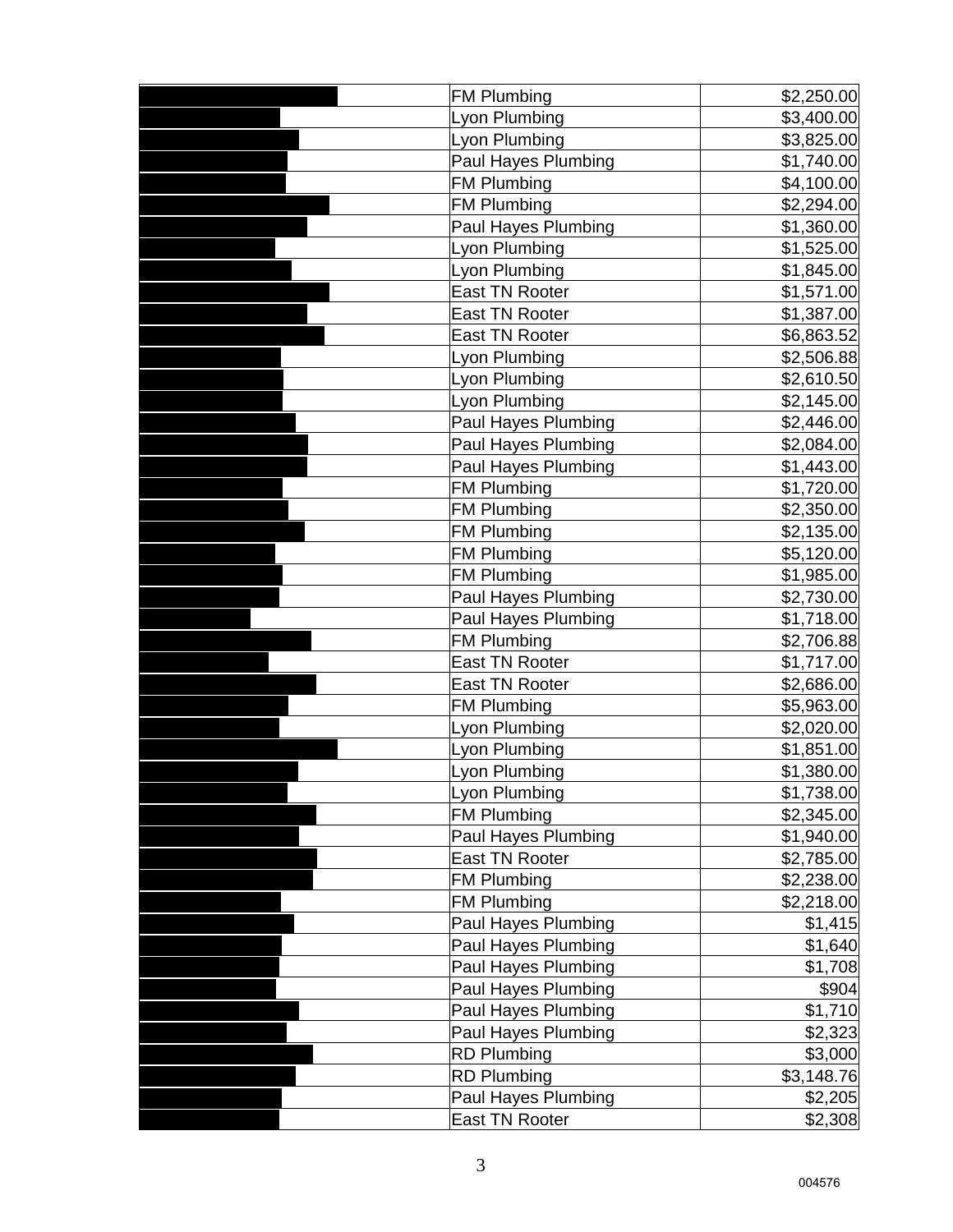| | | |
|---|---|---|
| | FM Plumbing | $2,250.00 |
| | Lyon Plumbing | $3,400.00 |
| | Lyon Plumbing | $3,825.00 |
| | Paul Hayes Plumbing | $1,740.00 |
| | FM Plumbing | $4,100.00 |
| | FM Plumbing | $2,294.00 |
| | Paul Hayes Plumbing | $1,360.00 |
| | Lyon Plumbing | $1,525.00 |
| | Lyon Plumbing | $1,845.00 |
| | East TN Rooter | $1,571.00 |
| | East TN Rooter | $1,387.00 |
| | East TN Rooter | $6,863.52 |
| | Lyon Plumbing | $2,506.88 |
| | Lyon Plumbing | $2,610.50 |
| | Lyon Plumbing | $2,145.00 |
| | Paul Hayes Plumbing | $2,446.00 |
| | Paul Hayes Plumbing | $2,084.00 |
| | Paul Hayes Plumbing | $1,443.00 |
| | FM Plumbing | $1,720.00 |
| | FM Plumbing | $2,350.00 |
| | FM Plumbing | $2,135.00 |
| | FM Plumbing | $5,120.00 |
| | FM Plumbing | $1,985.00 |
| | Paul Hayes Plumbing | $2,730.00 |
| | Paul Hayes Plumbing | $1,718.00 |
| | FM Plumbing | $2,706.88 |
| | East TN Rooter | $1,717.00 |
| | East TN Rooter | $2,686.00 |
| | FM Plumbing | $5,963.00 |
| | Lyon Plumbing | $2,020.00 |
| | Lyon Plumbing | $1,851.00 |
| | Lyon Plumbing | $1,380.00 |
| | Lyon Plumbing | $1,738.00 |
| | FM Plumbing | $2,345.00 |
| | Paul Hayes Plumbing | $1,940.00 |
| | East TN Rooter | $2,785.00 |
| | FM Plumbing | $2,238.00 |
| | FM Plumbing | $2,218.00 |
| | Paul Hayes Plumbing | $1,415 |
| | Paul Hayes Plumbing | $1,640 |
| | Paul Hayes Plumbing | $1,708 |
| | Paul Hayes Plumbing | $904 |
| | Paul Hayes Plumbing | $1,710 |
| | Paul Hayes Plumbing | $2,323 |
| | RD Plumbing | $3,000 |
| | RD Plumbing | $3,148.76 |
| | Paul Hayes Plumbing | $2,205 |
| | East TN Rooter | $2,308 |

004576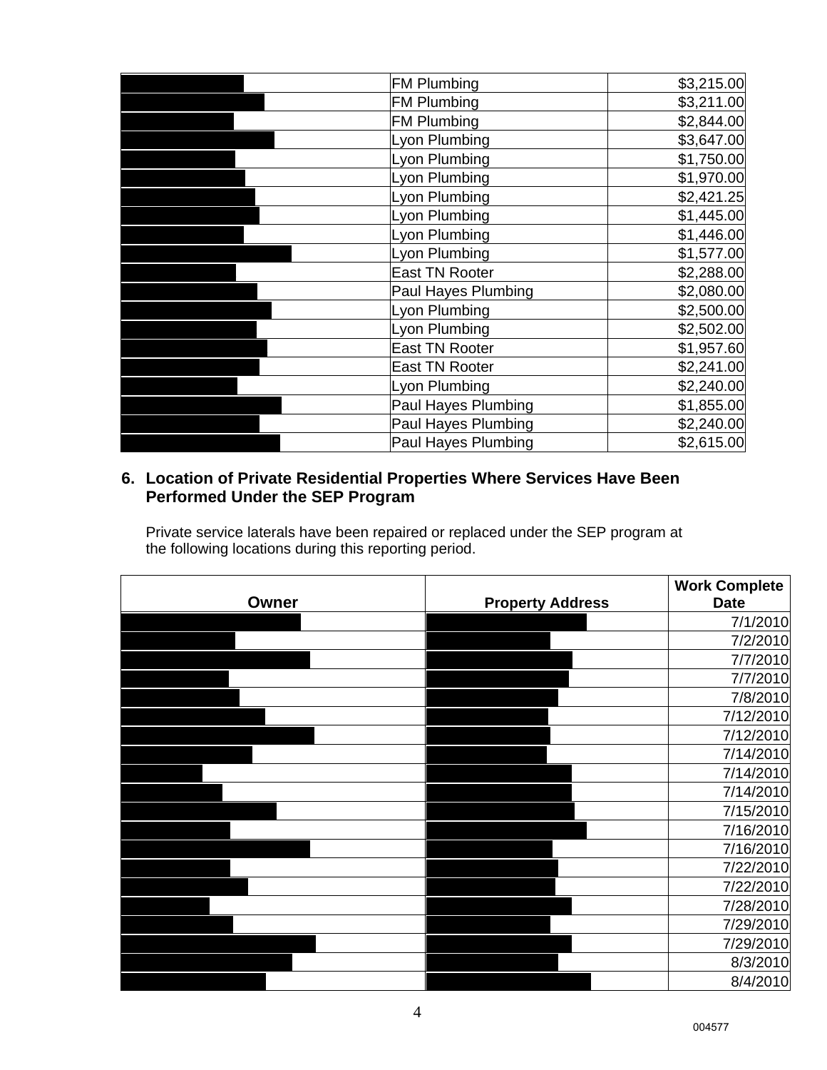| | | |
|---|---|---|
| | FM Plumbing | $3,215.00 |
| | FM Plumbing | $3,211.00 |
| | FM Plumbing | $2,844.00 |
| | Lyon Plumbing | $3,647.00 |
| | Lyon Plumbing | $1,750.00 |
| | Lyon Plumbing | $1,970.00 |
| | Lyon Plumbing | $2,421.25 |
| | Lyon Plumbing | $1,445.00 |
| | Lyon Plumbing | $1,446.00 |
| | Lyon Plumbing | $1,577.00 |
| | East TN Rooter | $2,288.00 |
| | Paul Hayes Plumbing | $2,080.00 |
| | Lyon Plumbing | $2,500.00 |
| | Lyon Plumbing | $2,502.00 |
| | East TN Rooter | $1,957.60 |
| | East TN Rooter | $2,241.00 |
| | Lyon Plumbing | $2,240.00 |
| | Paul Hayes Plumbing | $1,855.00 |
| | Paul Hayes Plumbing | $2,240.00 |
| | Paul Hayes Plumbing | $2,615.00 |

## 6. Location of Private Residential Properties Where Services Have Been Performed Under the SEP Program

Private service laterals have been repaired or replaced under the SEP program at the following locations during this reporting period.

| Owner | Property Address | Work Complete Date |
|---|---|---|
| | | 7/1/2010 |
| | | 7/2/2010 |
| | | 7/7/2010 |
| | | 7/7/2010 |
| | | 7/8/2010 |
| | | 7/12/2010 |
| | | 7/12/2010 |
| | | 7/14/2010 |
| | | 7/14/2010 |
| | | 7/14/2010 |
| | | 7/15/2010 |
| | | 7/16/2010 |
| | | 7/16/2010 |
| | | 7/22/2010 |
| | | 7/22/2010 |
| | | 7/28/2010 |
| | | 7/29/2010 |
| | | 7/29/2010 |
| | | 8/3/2010 |
| | | 8/4/2010 |

004577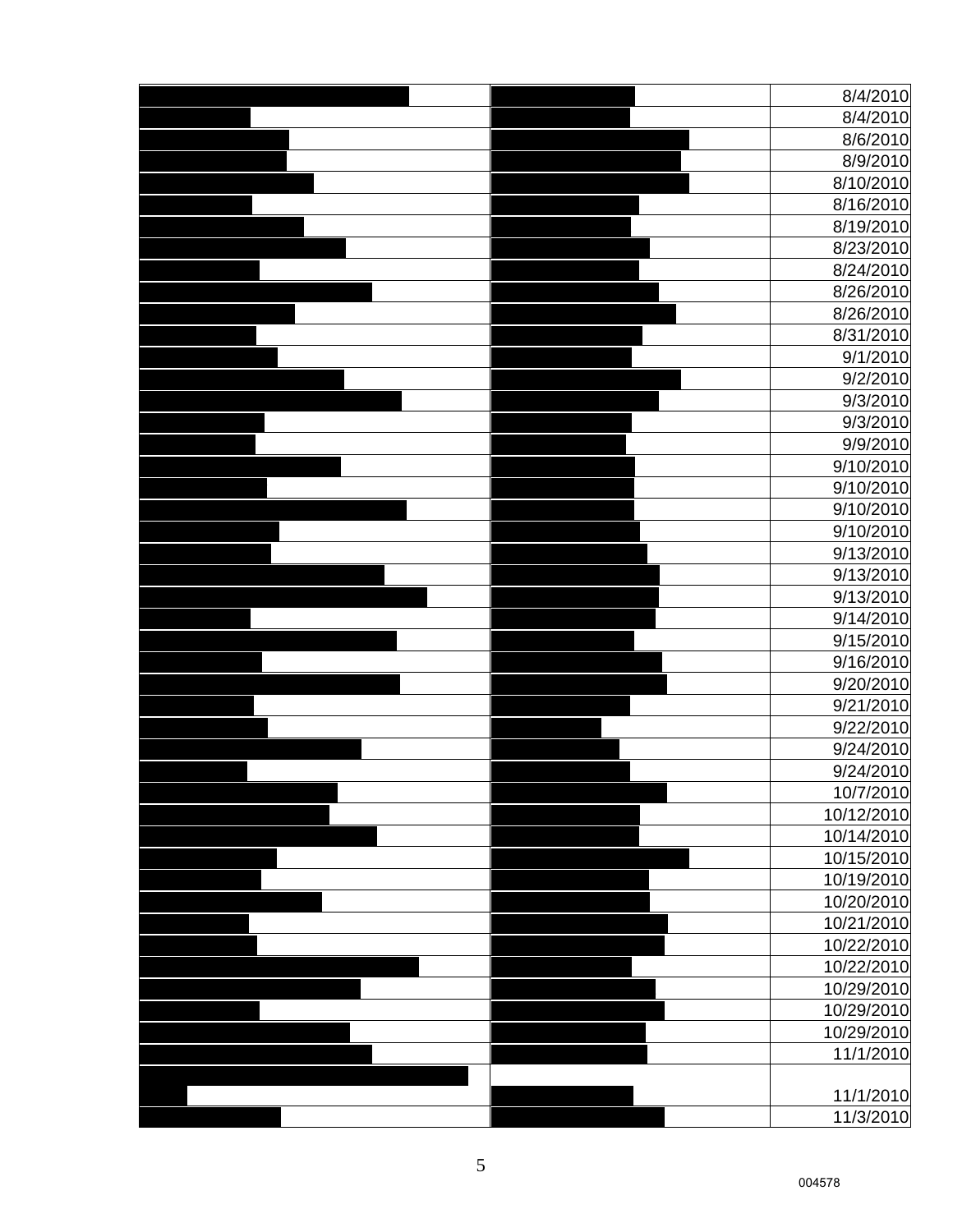| | | |
|---|---|---|
| | | 8/4/2010 |
| | | 8/4/2010 |
| | | 8/6/2010 |
| | | 8/9/2010 |
| | | 8/10/2010 |
| | | 8/16/2010 |
| | | 8/19/2010 |
| | | 8/23/2010 |
| | | 8/24/2010 |
| | | 8/26/2010 |
| | | 8/26/2010 |
| | | 8/31/2010 |
| | | 9/1/2010 |
| | | 9/2/2010 |
| | | 9/3/2010 |
| | | 9/3/2010 |
| | | 9/9/2010 |
| | | 9/10/2010 |
| | | 9/10/2010 |
| | | 9/10/2010 |
| | | 9/10/2010 |
| | | 9/13/2010 |
| | | 9/13/2010 |
| | | 9/13/2010 |
| | | 9/14/2010 |
| | | 9/15/2010 |
| | | 9/16/2010 |
| | | 9/20/2010 |
| | | 9/21/2010 |
| | | 9/22/2010 |
| | | 9/24/2010 |
| | | 9/24/2010 |
| | | 10/7/2010 |
| | | 10/12/2010 |
| | | 10/14/2010 |
| | | 10/15/2010 |
| | | 10/19/2010 |
| | | 10/20/2010 |
| | | 10/21/2010 |
| | | 10/22/2010 |
| | | 10/22/2010 |
| | | 10/29/2010 |
| | | 10/29/2010 |
| | | 10/29/2010 |
| | | 11/1/2010 |
| | | 11/1/2010 |
| | | 11/3/2010 |

004578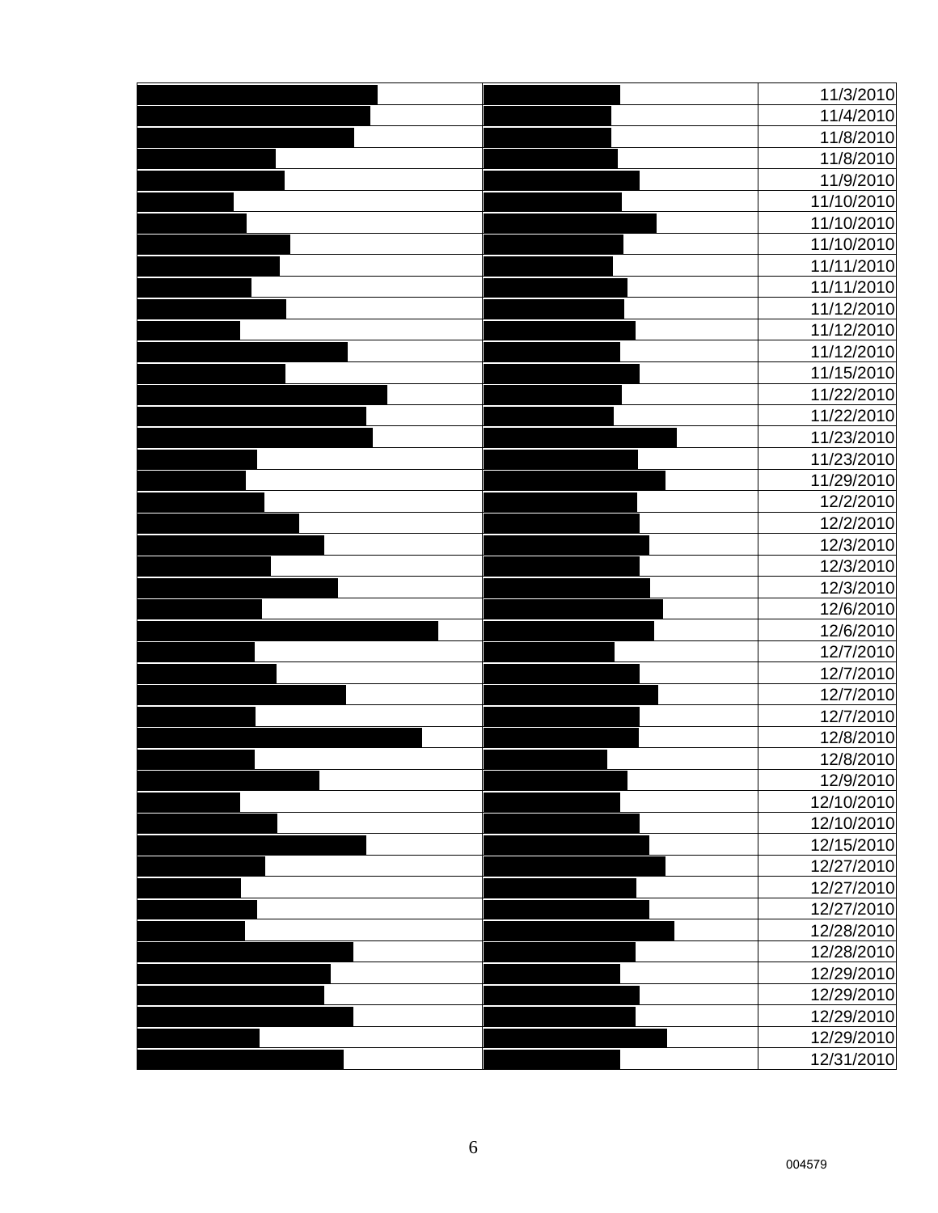|  |  |  |
| --- | --- | --- |
|  |  | 11/3/2010 |
|  |  | 11/4/2010 |
|  |  | 11/8/2010 |
|  |  | 11/8/2010 |
|  |  | 11/9/2010 |
|  |  | 11/10/2010 |
|  |  | 11/10/2010 |
|  |  | 11/10/2010 |
|  |  | 11/11/2010 |
|  |  | 11/11/2010 |
|  |  | 11/12/2010 |
|  |  | 11/12/2010 |
|  |  | 11/12/2010 |
|  |  | 11/15/2010 |
|  |  | 11/22/2010 |
|  |  | 11/22/2010 |
|  |  | 11/23/2010 |
|  |  | 11/23/2010 |
|  |  | 11/29/2010 |
|  |  | 12/2/2010 |
|  |  | 12/2/2010 |
|  |  | 12/3/2010 |
|  |  | 12/3/2010 |
|  |  | 12/3/2010 |
|  |  | 12/6/2010 |
|  |  | 12/6/2010 |
|  |  | 12/7/2010 |
|  |  | 12/7/2010 |
|  |  | 12/7/2010 |
|  |  | 12/7/2010 |
|  |  | 12/8/2010 |
|  |  | 12/8/2010 |
|  |  | 12/9/2010 |
|  |  | 12/10/2010 |
|  |  | 12/10/2010 |
|  |  | 12/15/2010 |
|  |  | 12/27/2010 |
|  |  | 12/27/2010 |
|  |  | 12/27/2010 |
|  |  | 12/28/2010 |
|  |  | 12/28/2010 |
|  |  | 12/29/2010 |
|  |  | 12/29/2010 |
|  |  | 12/29/2010 |
|  |  | 12/29/2010 |
|  |  | 12/31/2010 |

004579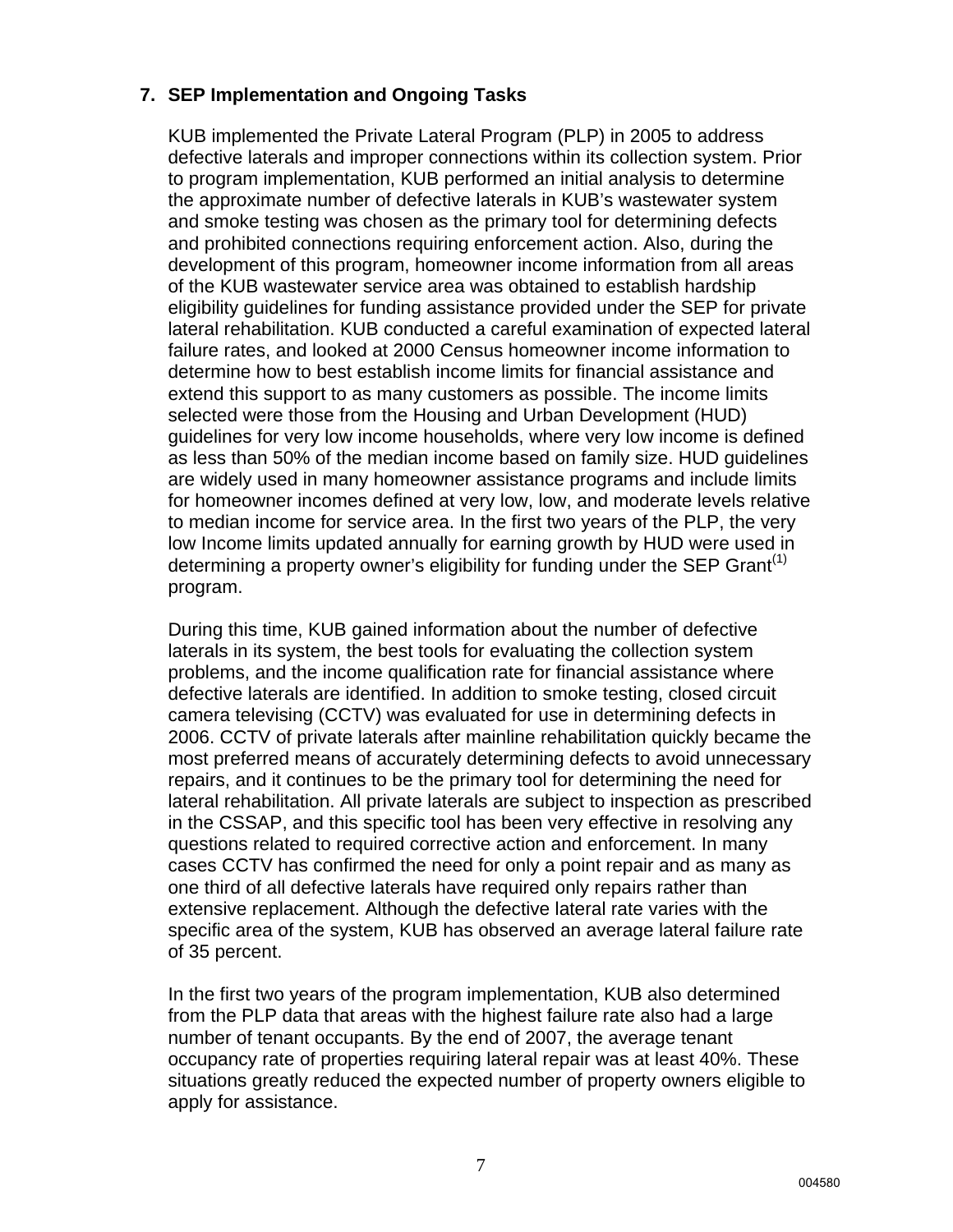## 7. SEP Implementation and Ongoing Tasks

KUB implemented the Private Lateral Program (PLP) in 2005 to address defective laterals and improper connections within its collection system. Prior to program implementation, KUB performed an initial analysis to determine the approximate number of defective laterals in KUB's wastewater system and smoke testing was chosen as the primary tool for determining defects and prohibited connections requiring enforcement action. Also, during the development of this program, homeowner income information from all areas of the KUB wastewater service area was obtained to establish hardship eligibility guidelines for funding assistance provided under the SEP for private lateral rehabilitation. KUB conducted a careful examination of expected lateral failure rates, and looked at 2000 Census homeowner income information to determine how to best establish income limits for financial assistance and extend this support to as many customers as possible. The income limits selected were those from the Housing and Urban Development (HUD) guidelines for very low income households, where very low income is defined as less than 50% of the median income based on family size. HUD guidelines are widely used in many homeowner assistance programs and include limits for homeowner incomes defined at very low, low, and moderate levels relative to median income for service area. In the first two years of the PLP, the very low Income limits updated annually for earning growth by HUD were used in determining a property owner's eligibility for funding under the SEP Grant(1) program.

During this time, KUB gained information about the number of defective laterals in its system, the best tools for evaluating the collection system problems, and the income qualification rate for financial assistance where defective laterals are identified. In addition to smoke testing, closed circuit camera televising (CCTV) was evaluated for use in determining defects in 2006. CCTV of private laterals after mainline rehabilitation quickly became the most preferred means of accurately determining defects to avoid unnecessary repairs, and it continues to be the primary tool for determining the need for lateral rehabilitation. All private laterals are subject to inspection as prescribed in the CSSAP, and this specific tool has been very effective in resolving any questions related to required corrective action and enforcement. In many cases CCTV has confirmed the need for only a point repair and as many as one third of all defective laterals have required only repairs rather than extensive replacement. Although the defective lateral rate varies with the specific area of the system, KUB has observed an average lateral failure rate of 35 percent.

In the first two years of the program implementation, KUB also determined from the PLP data that areas with the highest failure rate also had a large number of tenant occupants. By the end of 2007, the average tenant occupancy rate of properties requiring lateral repair was at least 40%. These situations greatly reduced the expected number of property owners eligible to apply for assistance.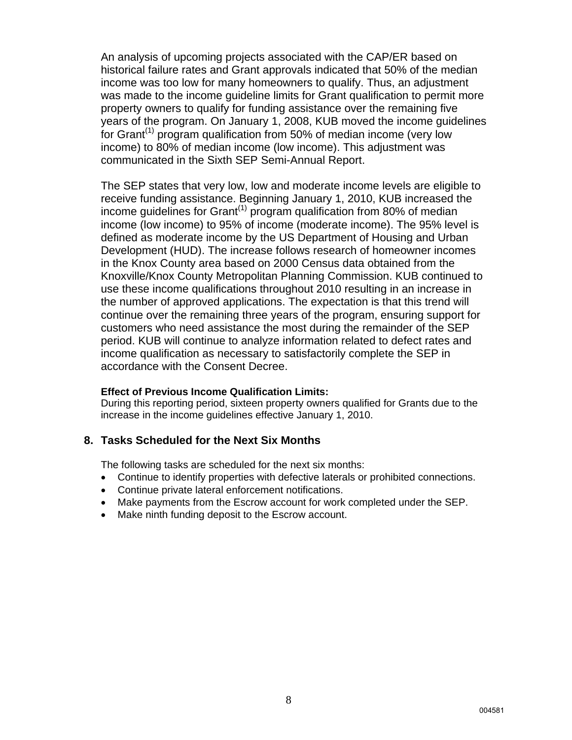An analysis of upcoming projects associated with the CAP/ER based on historical failure rates and Grant approvals indicated that 50% of the median income was too low for many homeowners to qualify. Thus, an adjustment was made to the income guideline limits for Grant qualification to permit more property owners to qualify for funding assistance over the remaining five years of the program. On January 1, 2008, KUB moved the income guidelines for Grant(1) program qualification from 50% of median income (very low income) to 80% of median income (low income). This adjustment was communicated in the Sixth SEP Semi-Annual Report.

The SEP states that very low, low and moderate income levels are eligible to receive funding assistance. Beginning January 1, 2010, KUB increased the income guidelines for Grant(1) program qualification from 80% of median income (low income) to 95% of income (moderate income). The 95% level is defined as moderate income by the US Department of Housing and Urban Development (HUD). The increase follows research of homeowner incomes in the Knox County area based on 2000 Census data obtained from the Knoxville/Knox County Metropolitan Planning Commission. KUB continued to use these income qualifications throughout 2010 resulting in an increase in the number of approved applications. The expectation is that this trend will continue over the remaining three years of the program, ensuring support for customers who need assistance the most during the remainder of the SEP period. KUB will continue to analyze information related to defect rates and income qualification as necessary to satisfactorily complete the SEP in accordance with the Consent Decree.

**Effect of Previous Income Qualification Limits:**
During this reporting period, sixteen property owners qualified for Grants due to the increase in the income guidelines effective January 1, 2010.

## 8. Tasks Scheduled for the Next Six Months

The following tasks are scheduled for the next six months:

- Continue to identify properties with defective laterals or prohibited connections.
- Continue private lateral enforcement notifications.
- Make payments from the Escrow account for work completed under the SEP.
- Make ninth funding deposit to the Escrow account.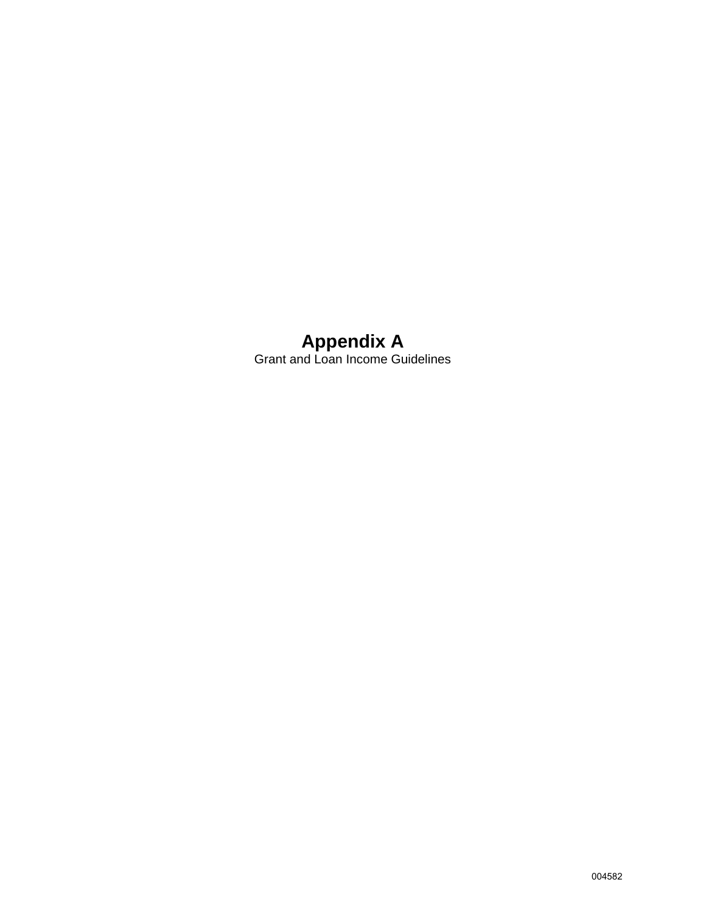# Appendix A

Grant and Loan Income Guidelines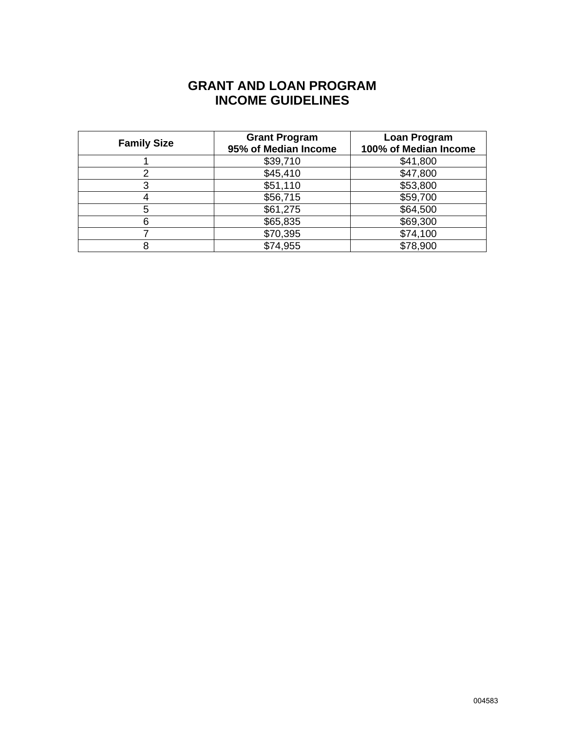# GRANT AND LOAN PROGRAM
# INCOME GUIDELINES

| Family Size | Grant Program 95% of Median Income | Loan Program 100% of Median Income |
|---|---|---|
| 1 | $39,710 | $41,800 |
| 2 | $45,410 | $47,800 |
| 3 | $51,110 | $53,800 |
| 4 | $56,715 | $59,700 |
| 5 | $61,275 | $64,500 |
| 6 | $65,835 | $69,300 |
| 7 | $70,395 | $74,100 |
| 8 | $74,955 | $78,900 |

004583